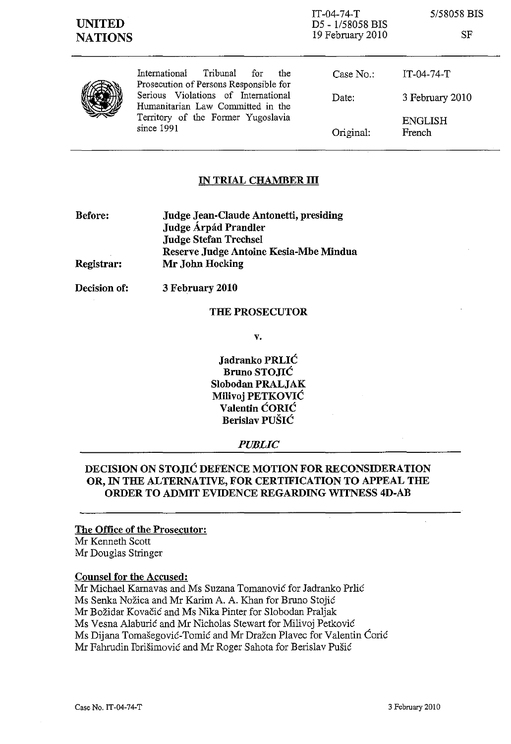UNITED NATIONS

IT-04-74-T
D5 - 1/58058 BIS
19 February 2010

5/58058 BIS

SF

International Tribunal for the Prosecution of Persons Responsible for Serious Violations of International Humanitarian Law Committed in the Territory of the Former Yugoslavia since 1991

| | |
|---|---|
| Case No.: | IT-04-74-T |
| Date: | 3 February 2010 |
| Original: | ENGLISH French |

## IN TRIAL CHAMBER III

| | |
|---|---|
| **Before:** | **Judge Jean-Claude Antonetti, presiding** |
| | **Judge Árpád Prandler** |
| | **Judge Stefan Trechsel** |
| | **Reserve Judge Antoine Kesia-Mbe Mindua** |
| **Registrar:** | **Mr John Hocking** |
| **Decision of:** | **3 February 2010** |

**THE PROSECUTOR**

**v.**

**Jadranko PRLIĆ**
**Bruno STOJIĆ**
**Slobodan PRALJAK**
**Milivoj PETKOVIĆ**
**Valentin ĆORIĆ**
**Berislav PUŠIĆ**

***PUBLIC***

## DECISION ON STOJIĆ DEFENCE MOTION FOR RECONSIDERATION OR, IN THE ALTERNATIVE, FOR CERTIFICATION TO APPEAL THE ORDER TO ADMIT EVIDENCE REGARDING WITNESS 4D-AB

**The Office of the Prosecutor:**
Mr Kenneth Scott
Mr Douglas Stringer

**Counsel for the Accused:**
Mr Michael Karnavas and Ms Suzana Tomanović for Jadranko Prlić
Ms Senka Nožica and Mr Karim A. A. Khan for Bruno Stojić
Mr Božidar Kovačić and Ms Nika Pinter for Slobodan Praljak
Ms Vesna Alaburić and Mr Nicholas Stewart for Milivoj Petković
Ms Dijana Tomašegović-Tomić and Mr Dražen Plavec for Valentin Ćorić
Mr Fahrudin Ibrišimović and Mr Roger Sahota for Berislav Pušić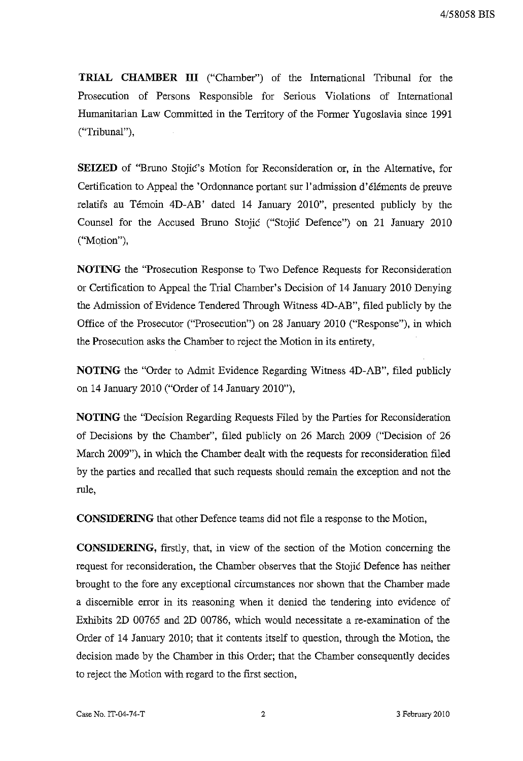**TRIAL CHAMBER III** ("Chamber") of the International Tribunal for the Prosecution of Persons Responsible for Serious Violations of International Humanitarian Law Committed in the Territory of the Former Yugoslavia since 1991 ("Tribunal"),

**SEIZED** of "Bruno Stojić's Motion for Reconsideration or, in the Alternative, for Certification to Appeal the 'Ordonnance portant sur l'admission d'éléments de preuve relatifs au Témoin 4D-AB' dated 14 January 2010", presented publicly by the Counsel for the Accused Bruno Stojić ("Stojić Defence") on 21 January 2010 ("Motion"),

**NOTING** the "Prosecution Response to Two Defence Requests for Reconsideration or Certification to Appeal the Trial Chamber's Decision of 14 January 2010 Denying the Admission of Evidence Tendered Through Witness 4D-AB", filed publicly by the Office of the Prosecutor ("Prosecution") on 28 January 2010 ("Response"), in which the Prosecution asks the Chamber to reject the Motion in its entirety,

**NOTING** the "Order to Admit Evidence Regarding Witness 4D-AB", filed publicly on 14 January 2010 ("Order of 14 January 2010"),

**NOTING** the "Decision Regarding Requests Filed by the Parties for Reconsideration of Decisions by the Chamber", filed publicly on 26 March 2009 ("Decision of 26 March 2009"), in which the Chamber dealt with the requests for reconsideration filed by the parties and recalled that such requests should remain the exception and not the rule,

**CONSIDERING** that other Defence teams did not file a response to the Motion,

**CONSIDERING**, firstly, that, in view of the section of the Motion concerning the request for reconsideration, the Chamber observes that the Stojić Defence has neither brought to the fore any exceptional circumstances nor shown that the Chamber made a discernible error in its reasoning when it denied the tendering into evidence of Exhibits 2D 00765 and 2D 00786, which would necessitate a re-examination of the Order of 14 January 2010; that it contents itself to question, through the Motion, the decision made by the Chamber in this Order; that the Chamber consequently decides to reject the Motion with regard to the first section,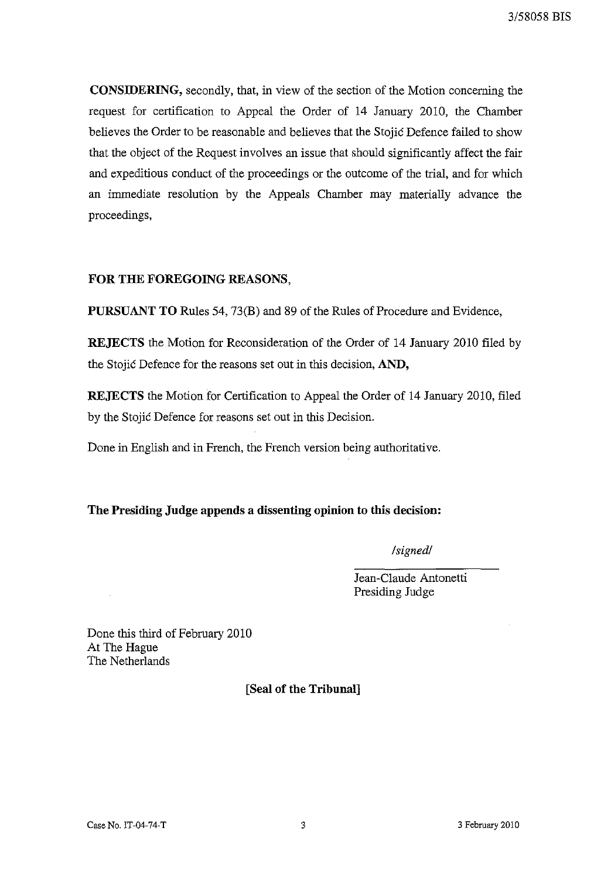**CONSIDERING,** secondly, that, in view of the section of the Motion concerning the request for certification to Appeal the Order of 14 January 2010, the Chamber believes the Order to be reasonable and believes that the Stojić Defence failed to show that the object of the Request involves an issue that should significantly affect the fair and expeditious conduct of the proceedings or the outcome of the trial, and for which an immediate resolution by the Appeals Chamber may materially advance the proceedings,

**FOR THE FOREGOING REASONS,**

**PURSUANT TO** Rules 54, 73(B) and 89 of the Rules of Procedure and Evidence,

**REJECTS** the Motion for Reconsideration of the Order of 14 January 2010 filed by the Stojić Defence for the reasons set out in this decision, **AND,**

**REJECTS** the Motion for Certification to Appeal the Order of 14 January 2010, filed by the Stojić Defence for reasons set out in this Decision.

Done in English and in French, the French version being authoritative.

**The Presiding Judge appends a dissenting opinion to this decision:**

*/signed/*

Jean-Claude Antonetti
Presiding Judge

Done this third of February 2010
At The Hague
The Netherlands

**[Seal of the Tribunal]**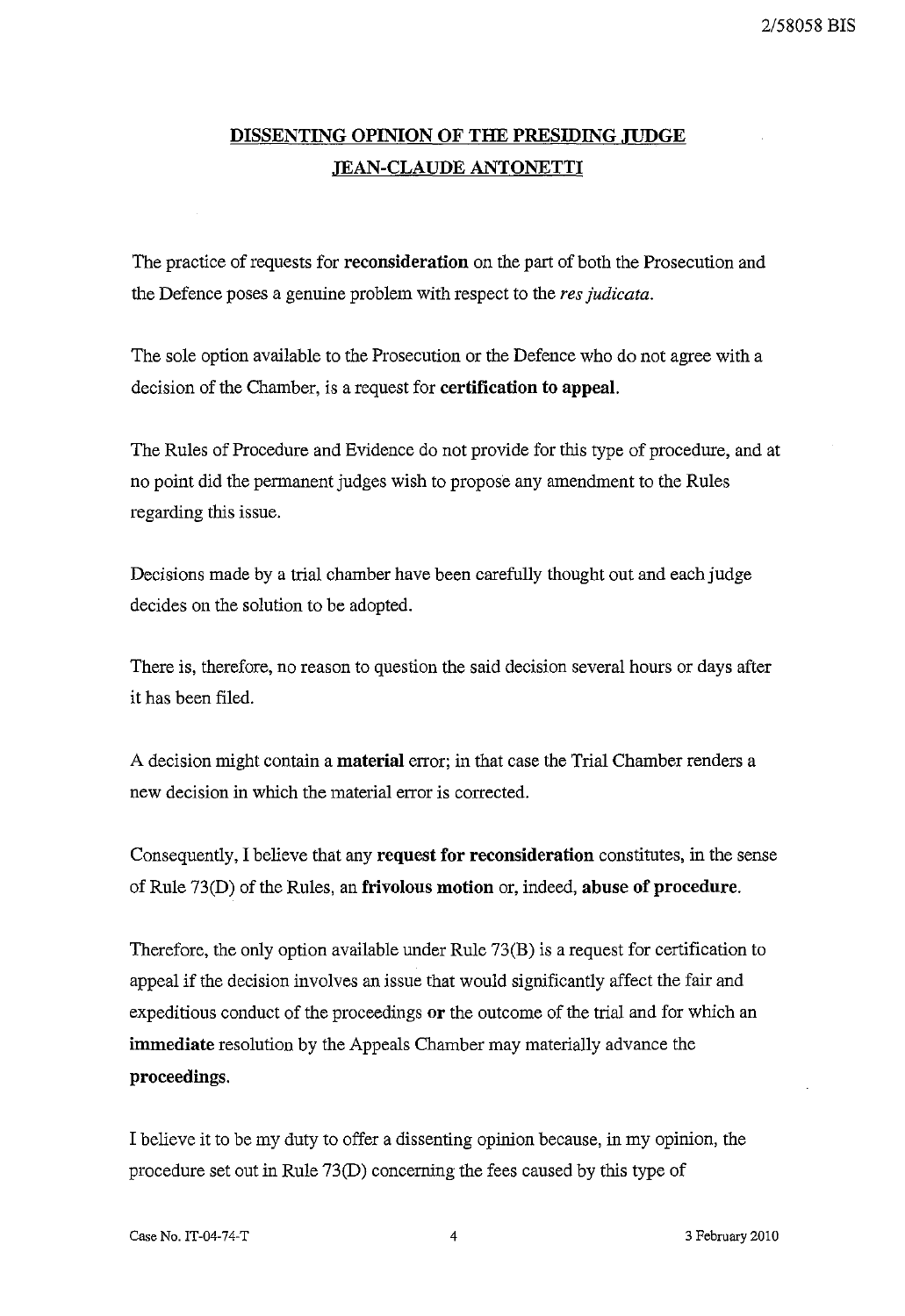## DISSENTING OPINION OF THE PRESIDING JUDGE JEAN-CLAUDE ANTONETTI

The practice of requests for **reconsideration** on the part of both the Prosecution and the Defence poses a genuine problem with respect to the *res judicata*.

The sole option available to the Prosecution or the Defence who do not agree with a decision of the Chamber, is a request for **certification to appeal**.

The Rules of Procedure and Evidence do not provide for this type of procedure, and at no point did the permanent judges wish to propose any amendment to the Rules regarding this issue.

Decisions made by a trial chamber have been carefully thought out and each judge decides on the solution to be adopted.

There is, therefore, no reason to question the said decision several hours or days after it has been filed.

A decision might contain a **material** error; in that case the Trial Chamber renders a new decision in which the material error is corrected.

Consequently, I believe that any **request for reconsideration** constitutes, in the sense of Rule 73(D) of the Rules, an **frivolous motion** or, indeed, **abuse of procedure**.

Therefore, the only option available under Rule 73(B) is a request for certification to appeal if the decision involves an issue that would significantly affect the fair and expeditious conduct of the proceedings **or** the outcome of the trial and for which an **immediate** resolution by the Appeals Chamber may materially advance the **proceedings**.

I believe it to be my duty to offer a dissenting opinion because, in my opinion, the procedure set out in Rule 73(D) concerning the fees caused by this type of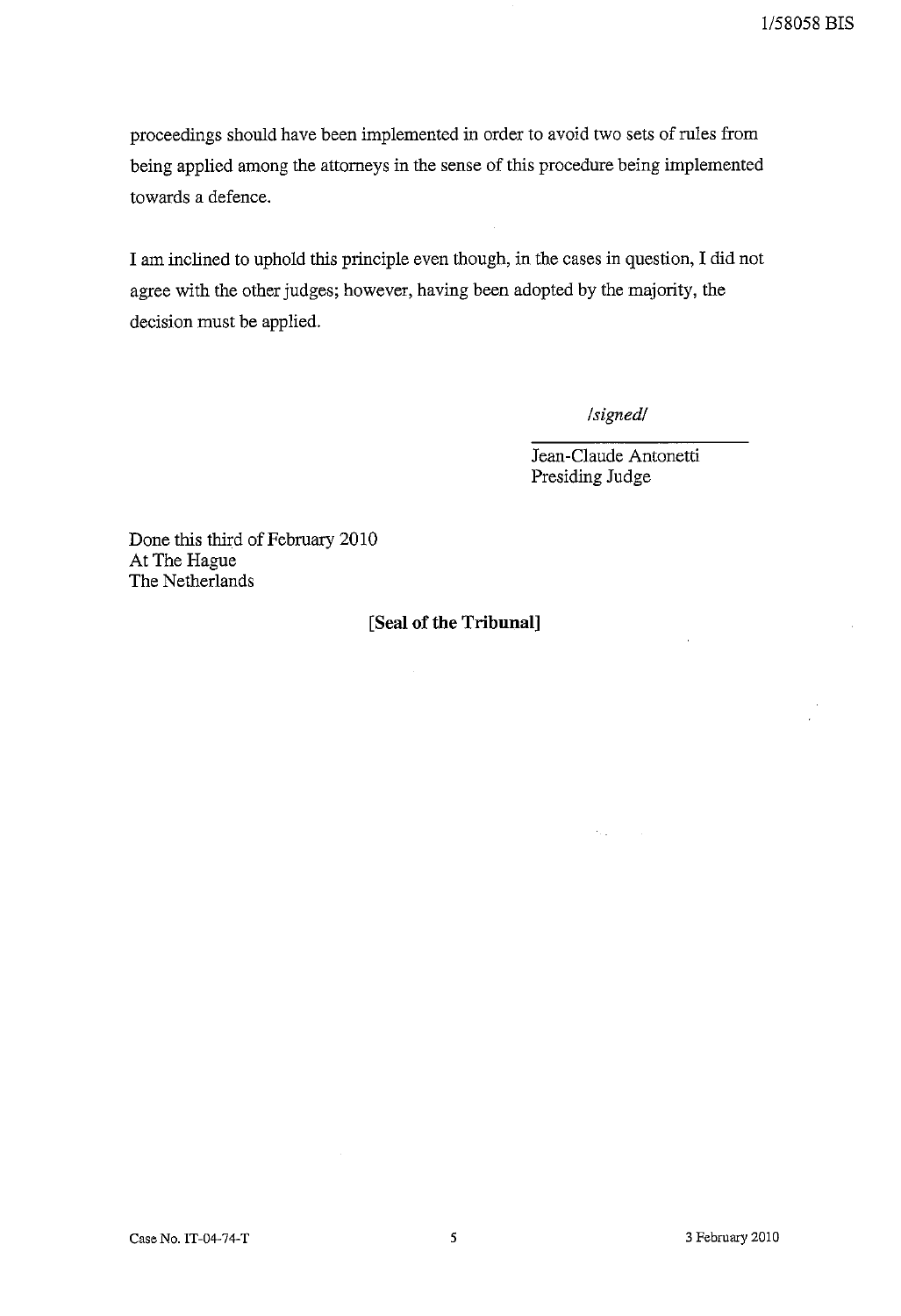proceedings should have been implemented in order to avoid two sets of rules from being applied among the attorneys in the sense of this procedure being implemented towards a defence.

I am inclined to uphold this principle even though, in the cases in question, I did not agree with the other judges; however, having been adopted by the majority, the decision must be applied.

*/signed/*

Jean-Claude Antonetti
Presiding Judge

Done this third of February 2010
At The Hague
The Netherlands

**[Seal of the Tribunal]**